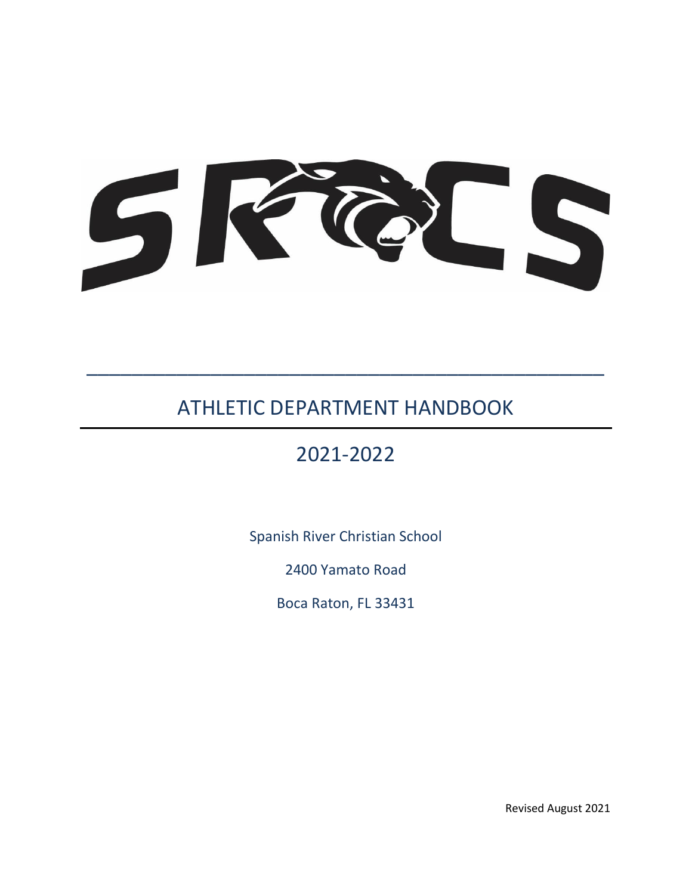SRCS

# ATHLETIC DEPARTMENT HANDBOOK

## 2021-2022

Spanish River Christian School

2400 Yamato Road

Boca Raton, FL 33431

Revised August 2021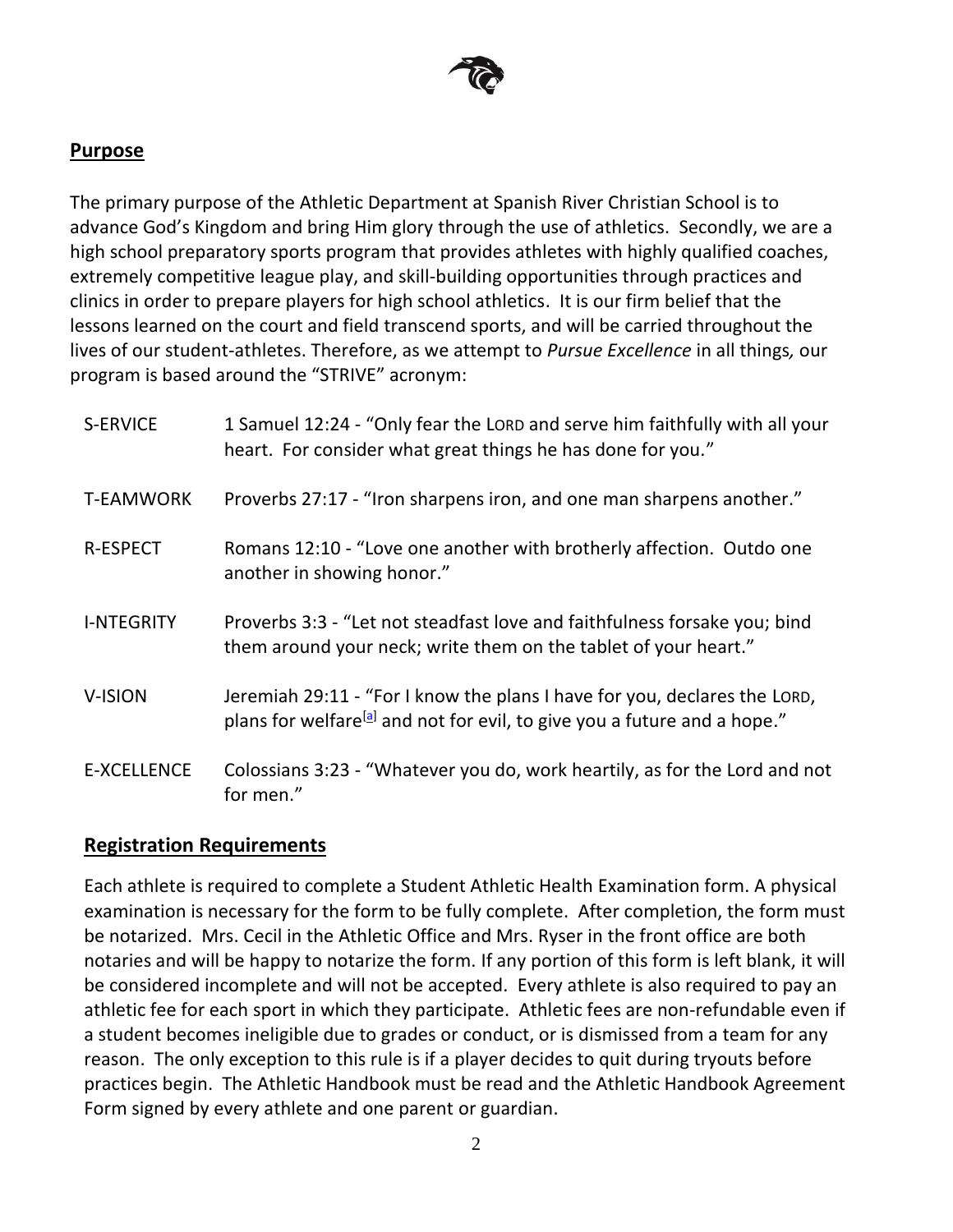## Purpose

The primary purpose of the Athletic Department at Spanish River Christian School is to advance God's Kingdom and bring Him glory through the use of athletics. Secondly, we are a high school preparatory sports program that provides athletes with highly qualified coaches, extremely competitive league play, and skill-building opportunities through practices and clinics in order to prepare players for high school athletics. It is our firm belief that the lessons learned on the court and field transcend sports, and will be carried throughout the lives of our student-athletes. Therefore, as we attempt to *Pursue Excellence* in all things, our program is based around the "STRIVE" acronym:

| | |
|---|---|
| S-ERVICE | 1 Samuel 12:24 - "Only fear the LORD and serve him faithfully with all your heart. For consider what great things he has done for you." |
| T-EAMWORK | Proverbs 27:17 - "Iron sharpens iron, and one man sharpens another." |
| R-ESPECT | Romans 12:10 - "Love one another with brotherly affection. Outdo one another in showing honor." |
| I-NTEGRITY | Proverbs 3:3 - "Let not steadfast love and faithfulness forsake you; bind them around your neck; write them on the tablet of your heart." |
| V-ISION | Jeremiah 29:11 - "For I know the plans I have for you, declares the LORD, plans for welfare[a] and not for evil, to give you a future and a hope." |
| E-XCELLENCE | Colossians 3:23 - "Whatever you do, work heartily, as for the Lord and not for men." |

## Registration Requirements

Each athlete is required to complete a Student Athletic Health Examination form. A physical examination is necessary for the form to be fully complete. After completion, the form must be notarized. Mrs. Cecil in the Athletic Office and Mrs. Ryser in the front office are both notaries and will be happy to notarize the form. If any portion of this form is left blank, it will be considered incomplete and will not be accepted. Every athlete is also required to pay an athletic fee for each sport in which they participate. Athletic fees are non-refundable even if a student becomes ineligible due to grades or conduct, or is dismissed from a team for any reason. The only exception to this rule is if a player decides to quit during tryouts before practices begin. The Athletic Handbook must be read and the Athletic Handbook Agreement Form signed by every athlete and one parent or guardian.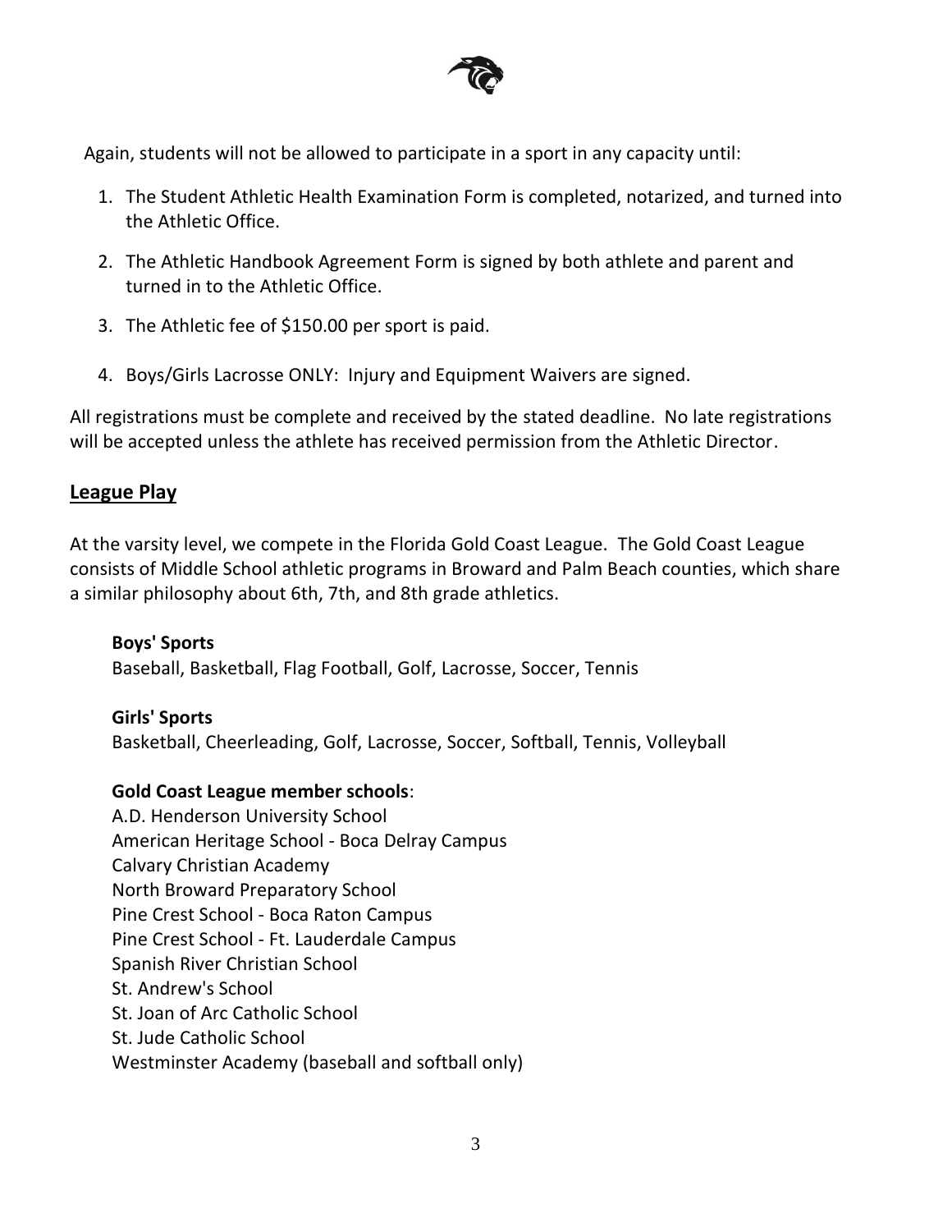Again, students will not be allowed to participate in a sport in any capacity until:

1. The Student Athletic Health Examination Form is completed, notarized, and turned into the Athletic Office.
2. The Athletic Handbook Agreement Form is signed by both athlete and parent and turned in to the Athletic Office.
3. The Athletic fee of $150.00 per sport is paid.
4. Boys/Girls Lacrosse ONLY: Injury and Equipment Waivers are signed.

All registrations must be complete and received by the stated deadline. No late registrations will be accepted unless the athlete has received permission from the Athletic Director.

## League Play

At the varsity level, we compete in the Florida Gold Coast League. The Gold Coast League consists of Middle School athletic programs in Broward and Palm Beach counties, which share a similar philosophy about 6th, 7th, and 8th grade athletics.

**Boys' Sports**
Baseball, Basketball, Flag Football, Golf, Lacrosse, Soccer, Tennis

**Girls' Sports**
Basketball, Cheerleading, Golf, Lacrosse, Soccer, Softball, Tennis, Volleyball

**Gold Coast League member schools**:
A.D. Henderson University School
American Heritage School - Boca Delray Campus
Calvary Christian Academy
North Broward Preparatory School
Pine Crest School - Boca Raton Campus
Pine Crest School - Ft. Lauderdale Campus
Spanish River Christian School
St. Andrew's School
St. Joan of Arc Catholic School
St. Jude Catholic School
Westminster Academy (baseball and softball only)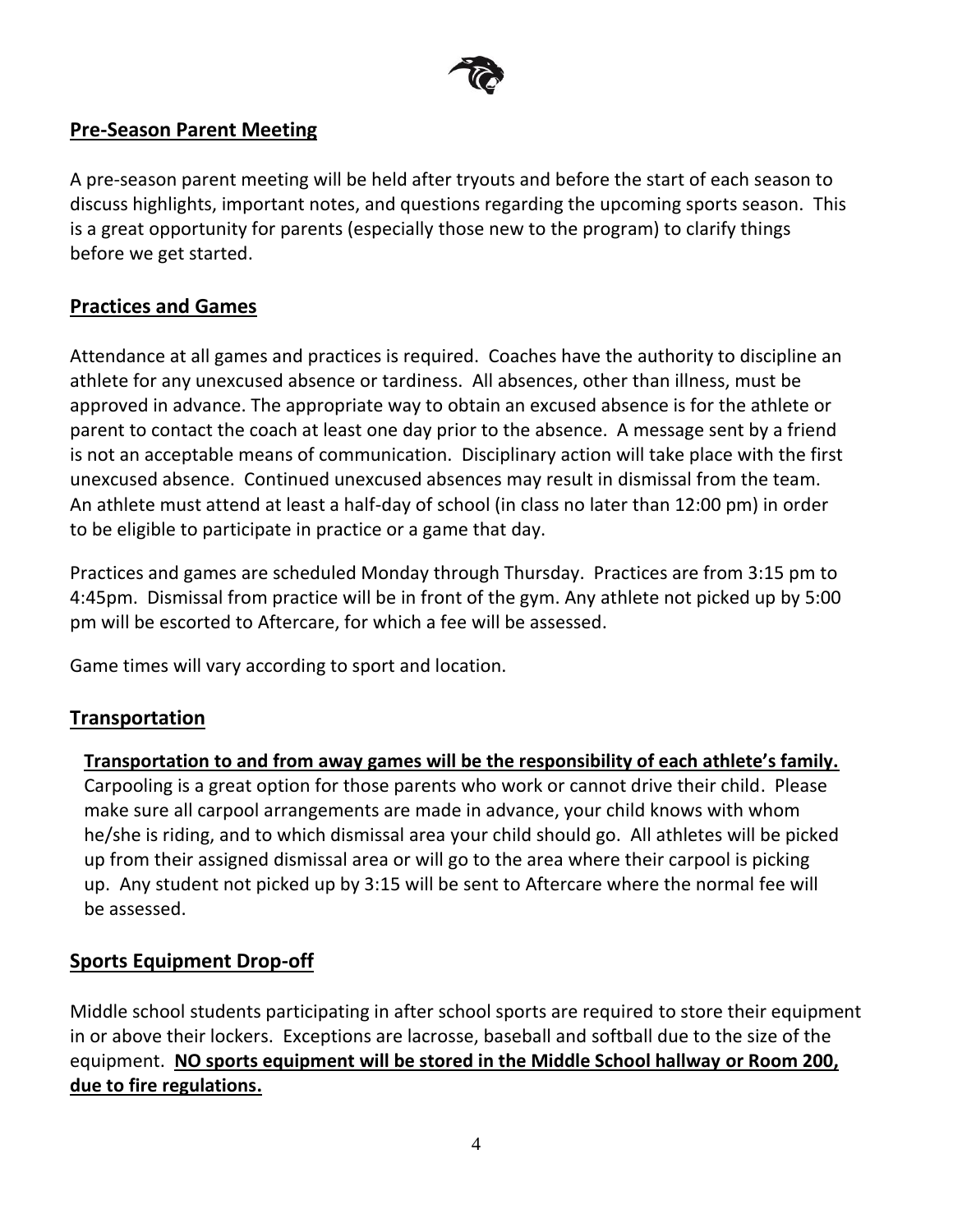## Pre-Season Parent Meeting

A pre-season parent meeting will be held after tryouts and before the start of each season to discuss highlights, important notes, and questions regarding the upcoming sports season. This is a great opportunity for parents (especially those new to the program) to clarify things before we get started.

## Practices and Games

Attendance at all games and practices is required. Coaches have the authority to discipline an athlete for any unexcused absence or tardiness. All absences, other than illness, must be approved in advance. The appropriate way to obtain an excused absence is for the athlete or parent to contact the coach at least one day prior to the absence. A message sent by a friend is not an acceptable means of communication. Disciplinary action will take place with the first unexcused absence. Continued unexcused absences may result in dismissal from the team. An athlete must attend at least a half-day of school (in class no later than 12:00 pm) in order to be eligible to participate in practice or a game that day.

Practices and games are scheduled Monday through Thursday. Practices are from 3:15 pm to 4:45pm. Dismissal from practice will be in front of the gym. Any athlete not picked up by 5:00 pm will be escorted to Aftercare, for which a fee will be assessed.

Game times will vary according to sport and location.

## Transportation

**Transportation to and from away games will be the responsibility of each athlete's family.** Carpooling is a great option for those parents who work or cannot drive their child. Please make sure all carpool arrangements are made in advance, your child knows with whom he/she is riding, and to which dismissal area your child should go. All athletes will be picked up from their assigned dismissal area or will go to the area where their carpool is picking up. Any student not picked up by 3:15 will be sent to Aftercare where the normal fee will be assessed.

## Sports Equipment Drop-off

Middle school students participating in after school sports are required to store their equipment in or above their lockers. Exceptions are lacrosse, baseball and softball due to the size of the equipment. **NO sports equipment will be stored in the Middle School hallway or Room 200, due to fire regulations.**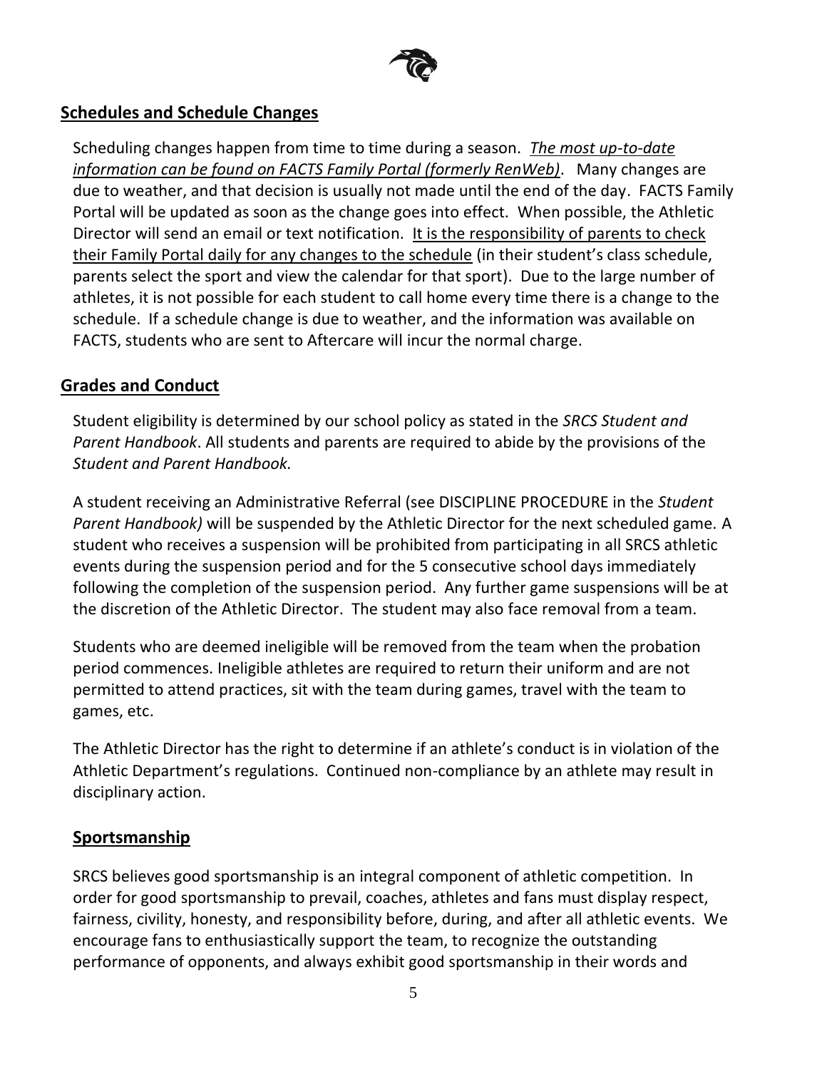## Schedules and Schedule Changes

Scheduling changes happen from time to time during a season. *The most up-to-date information can be found on FACTS Family Portal (formerly RenWeb)*. Many changes are due to weather, and that decision is usually not made until the end of the day. FACTS Family Portal will be updated as soon as the change goes into effect. When possible, the Athletic Director will send an email or text notification. It is the responsibility of parents to check their Family Portal daily for any changes to the schedule (in their student's class schedule, parents select the sport and view the calendar for that sport). Due to the large number of athletes, it is not possible for each student to call home every time there is a change to the schedule. If a schedule change is due to weather, and the information was available on FACTS, students who are sent to Aftercare will incur the normal charge.

## Grades and Conduct

Student eligibility is determined by our school policy as stated in the *SRCS Student and Parent Handbook*. All students and parents are required to abide by the provisions of the *Student and Parent Handbook.*

A student receiving an Administrative Referral (see DISCIPLINE PROCEDURE in the *Student Parent Handbook)* will be suspended by the Athletic Director for the next scheduled game. A student who receives a suspension will be prohibited from participating in all SRCS athletic events during the suspension period and for the 5 consecutive school days immediately following the completion of the suspension period. Any further game suspensions will be at the discretion of the Athletic Director. The student may also face removal from a team.

Students who are deemed ineligible will be removed from the team when the probation period commences. Ineligible athletes are required to return their uniform and are not permitted to attend practices, sit with the team during games, travel with the team to games, etc.

The Athletic Director has the right to determine if an athlete's conduct is in violation of the Athletic Department's regulations. Continued non-compliance by an athlete may result in disciplinary action.

## Sportsmanship

SRCS believes good sportsmanship is an integral component of athletic competition. In order for good sportsmanship to prevail, coaches, athletes and fans must display respect, fairness, civility, honesty, and responsibility before, during, and after all athletic events. We encourage fans to enthusiastically support the team, to recognize the outstanding performance of opponents, and always exhibit good sportsmanship in their words and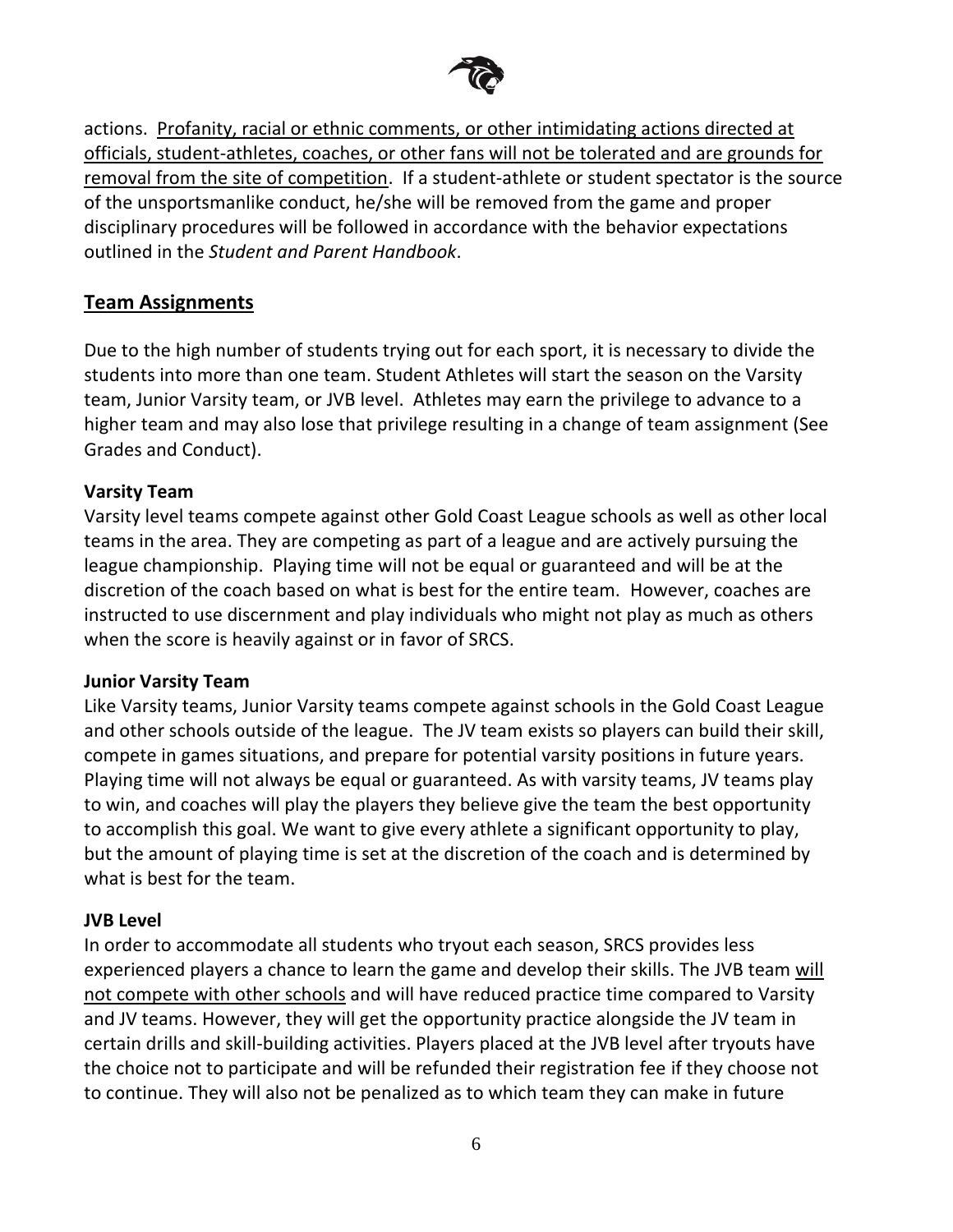actions. Profanity, racial or ethnic comments, or other intimidating actions directed at officials, student-athletes, coaches, or other fans will not be tolerated and are grounds for removal from the site of competition. If a student-athlete or student spectator is the source of the unsportsmanlike conduct, he/she will be removed from the game and proper disciplinary procedures will be followed in accordance with the behavior expectations outlined in the *Student and Parent Handbook*.

## Team Assignments

Due to the high number of students trying out for each sport, it is necessary to divide the students into more than one team. Student Athletes will start the season on the Varsity team, Junior Varsity team, or JVB level. Athletes may earn the privilege to advance to a higher team and may also lose that privilege resulting in a change of team assignment (See Grades and Conduct).

### Varsity Team

Varsity level teams compete against other Gold Coast League schools as well as other local teams in the area. They are competing as part of a league and are actively pursuing the league championship. Playing time will not be equal or guaranteed and will be at the discretion of the coach based on what is best for the entire team. However, coaches are instructed to use discernment and play individuals who might not play as much as others when the score is heavily against or in favor of SRCS.

### Junior Varsity Team

Like Varsity teams, Junior Varsity teams compete against schools in the Gold Coast League and other schools outside of the league. The JV team exists so players can build their skill, compete in games situations, and prepare for potential varsity positions in future years. Playing time will not always be equal or guaranteed. As with varsity teams, JV teams play to win, and coaches will play the players they believe give the team the best opportunity to accomplish this goal. We want to give every athlete a significant opportunity to play, but the amount of playing time is set at the discretion of the coach and is determined by what is best for the team.

### JVB Level

In order to accommodate all students who tryout each season, SRCS provides less experienced players a chance to learn the game and develop their skills. The JVB team will not compete with other schools and will have reduced practice time compared to Varsity and JV teams. However, they will get the opportunity practice alongside the JV team in certain drills and skill-building activities. Players placed at the JVB level after tryouts have the choice not to participate and will be refunded their registration fee if they choose not to continue. They will also not be penalized as to which team they can make in future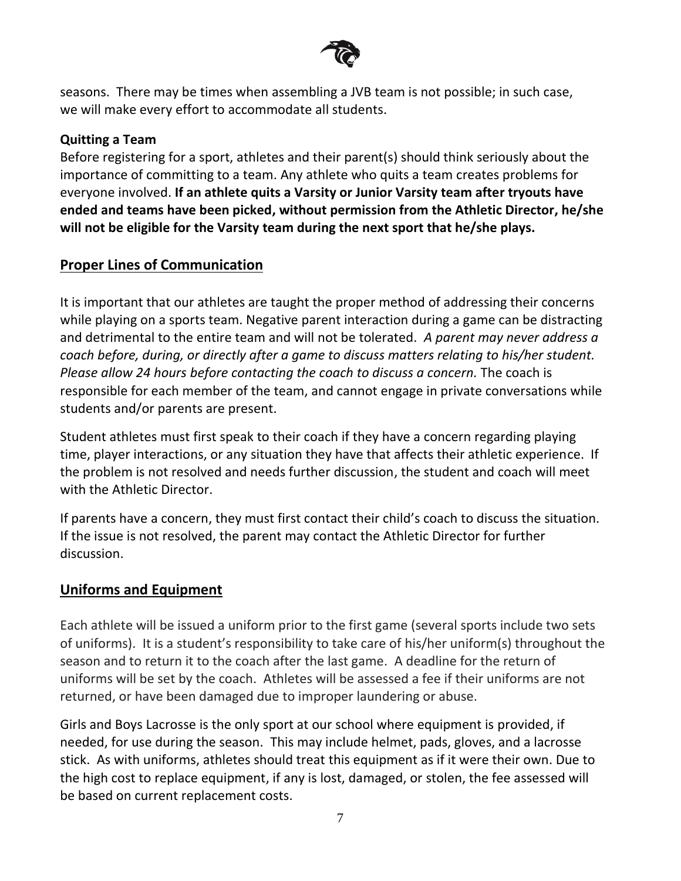seasons. There may be times when assembling a JVB team is not possible; in such case, we will make every effort to accommodate all students.

**Quitting a Team**

Before registering for a sport, athletes and their parent(s) should think seriously about the importance of committing to a team. Any athlete who quits a team creates problems for everyone involved. **If an athlete quits a Varsity or Junior Varsity team after tryouts have ended and teams have been picked, without permission from the Athletic Director, he/she will not be eligible for the Varsity team during the next sport that he/she plays.**

## Proper Lines of Communication

It is important that our athletes are taught the proper method of addressing their concerns while playing on a sports team. Negative parent interaction during a game can be distracting and detrimental to the entire team and will not be tolerated. *A parent may never address a coach before, during, or directly after a game to discuss matters relating to his/her student. Please allow 24 hours before contacting the coach to discuss a concern.* The coach is responsible for each member of the team, and cannot engage in private conversations while students and/or parents are present.

Student athletes must first speak to their coach if they have a concern regarding playing time, player interactions, or any situation they have that affects their athletic experience. If the problem is not resolved and needs further discussion, the student and coach will meet with the Athletic Director.

If parents have a concern, they must first contact their child's coach to discuss the situation. If the issue is not resolved, the parent may contact the Athletic Director for further discussion.

## Uniforms and Equipment

Each athlete will be issued a uniform prior to the first game (several sports include two sets of uniforms). It is a student's responsibility to take care of his/her uniform(s) throughout the season and to return it to the coach after the last game. A deadline for the return of uniforms will be set by the coach. Athletes will be assessed a fee if their uniforms are not returned, or have been damaged due to improper laundering or abuse.

Girls and Boys Lacrosse is the only sport at our school where equipment is provided, if needed, for use during the season. This may include helmet, pads, gloves, and a lacrosse stick. As with uniforms, athletes should treat this equipment as if it were their own. Due to the high cost to replace equipment, if any is lost, damaged, or stolen, the fee assessed will be based on current replacement costs.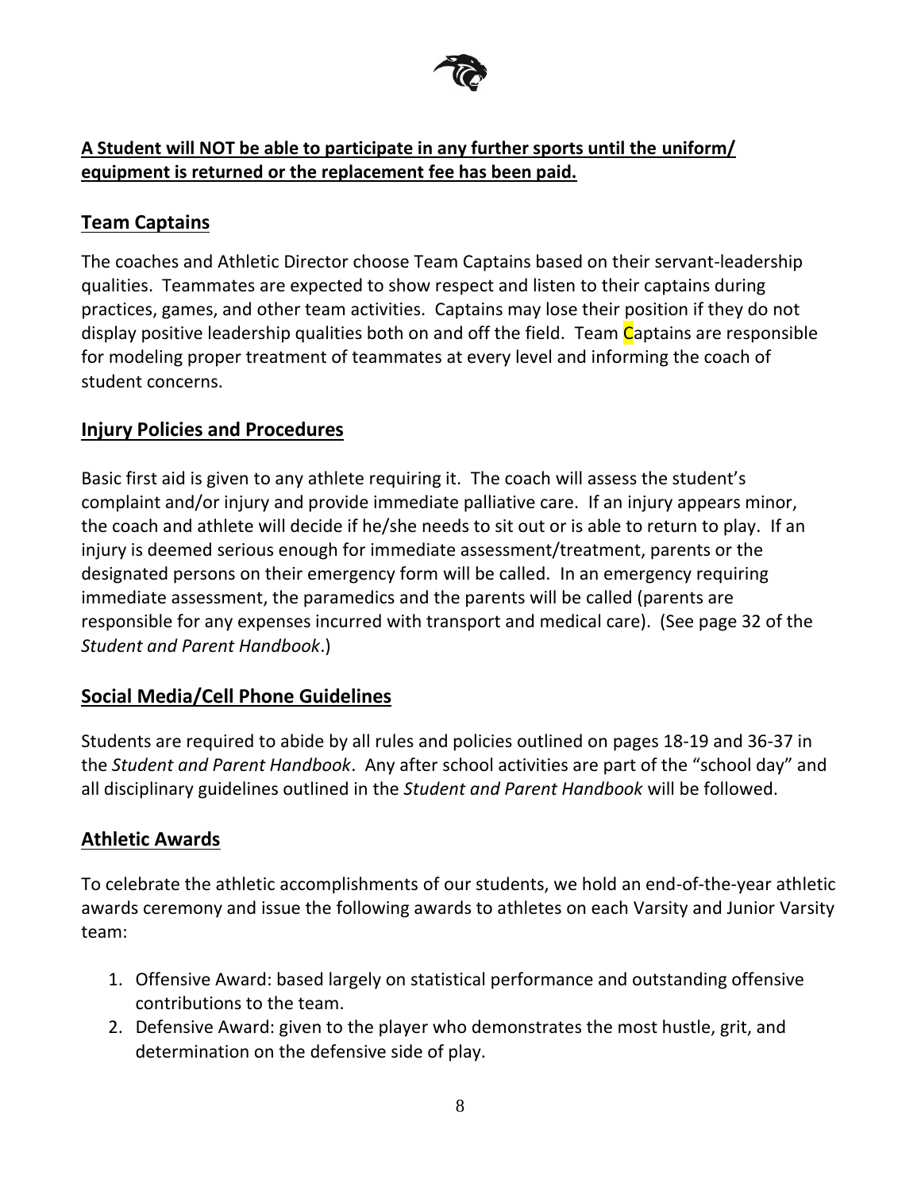**A Student will NOT be able to participate in any further sports until the uniform/ equipment is returned or the replacement fee has been paid.**

## Team Captains

The coaches and Athletic Director choose Team Captains based on their servant-leadership qualities. Teammates are expected to show respect and listen to their captains during practices, games, and other team activities. Captains may lose their position if they do not display positive leadership qualities both on and off the field. Team Captains are responsible for modeling proper treatment of teammates at every level and informing the coach of student concerns.

## Injury Policies and Procedures

Basic first aid is given to any athlete requiring it. The coach will assess the student's complaint and/or injury and provide immediate palliative care. If an injury appears minor, the coach and athlete will decide if he/she needs to sit out or is able to return to play. If an injury is deemed serious enough for immediate assessment/treatment, parents or the designated persons on their emergency form will be called. In an emergency requiring immediate assessment, the paramedics and the parents will be called (parents are responsible for any expenses incurred with transport and medical care). (See page 32 of the *Student and Parent Handbook*.)

## Social Media/Cell Phone Guidelines

Students are required to abide by all rules and policies outlined on pages 18-19 and 36-37 in the *Student and Parent Handbook*. Any after school activities are part of the "school day" and all disciplinary guidelines outlined in the *Student and Parent Handbook* will be followed.

## Athletic Awards

To celebrate the athletic accomplishments of our students, we hold an end-of-the-year athletic awards ceremony and issue the following awards to athletes on each Varsity and Junior Varsity team:

1. Offensive Award: based largely on statistical performance and outstanding offensive contributions to the team.
2. Defensive Award: given to the player who demonstrates the most hustle, grit, and determination on the defensive side of play.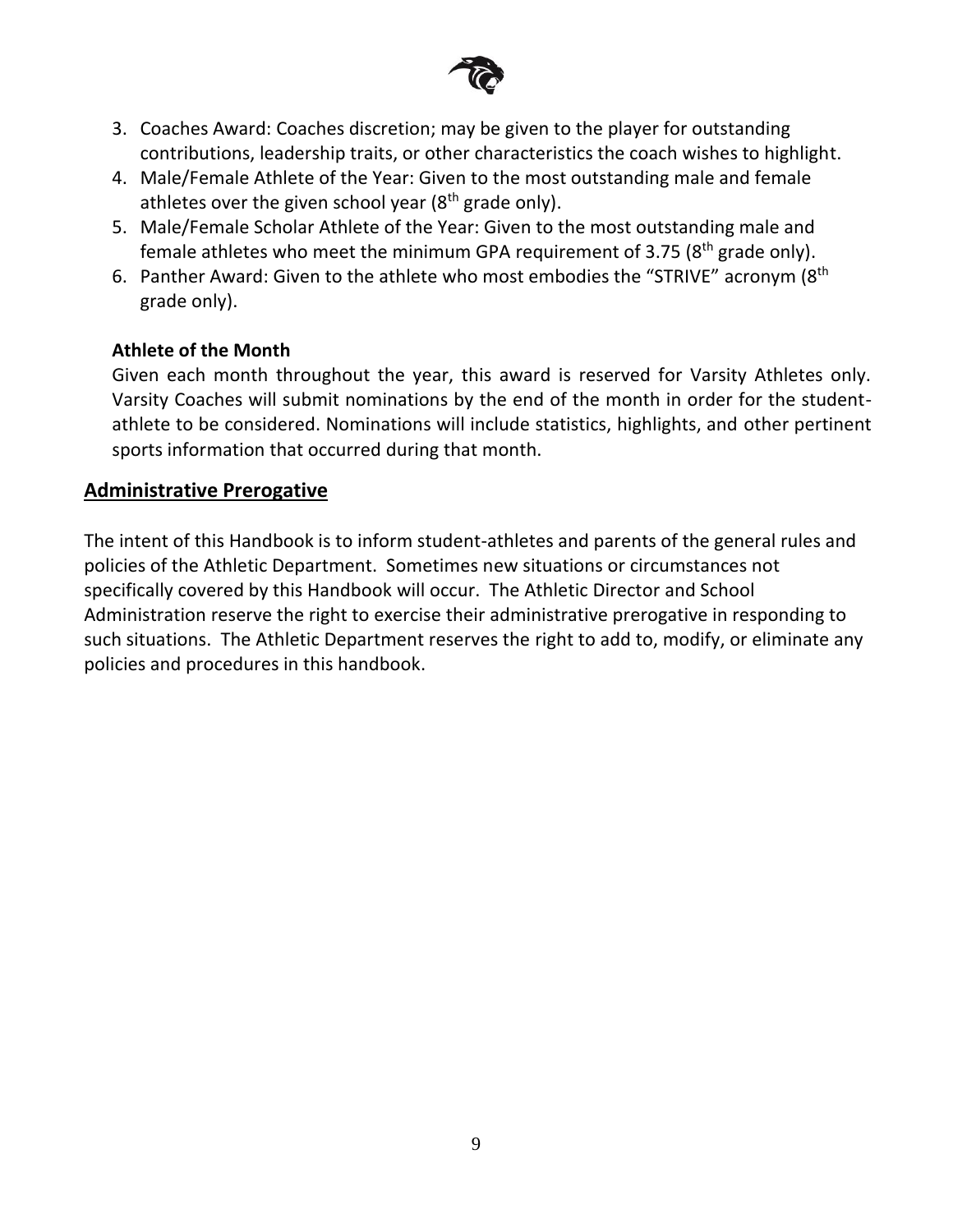3. Coaches Award: Coaches discretion; may be given to the player for outstanding contributions, leadership traits, or other characteristics the coach wishes to highlight.
4. Male/Female Athlete of the Year: Given to the most outstanding male and female athletes over the given school year ($8^{th}$ grade only).
5. Male/Female Scholar Athlete of the Year: Given to the most outstanding male and female athletes who meet the minimum GPA requirement of 3.75 ($8^{th}$ grade only).
6. Panther Award: Given to the athlete who most embodies the "STRIVE" acronym ($8^{th}$ grade only).

**Athlete of the Month**

Given each month throughout the year, this award is reserved for Varsity Athletes only. Varsity Coaches will submit nominations by the end of the month in order for the student-athlete to be considered. Nominations will include statistics, highlights, and other pertinent sports information that occurred during that month.

## Administrative Prerogative

The intent of this Handbook is to inform student-athletes and parents of the general rules and policies of the Athletic Department. Sometimes new situations or circumstances not specifically covered by this Handbook will occur. The Athletic Director and School Administration reserve the right to exercise their administrative prerogative in responding to such situations. The Athletic Department reserves the right to add to, modify, or eliminate any policies and procedures in this handbook.